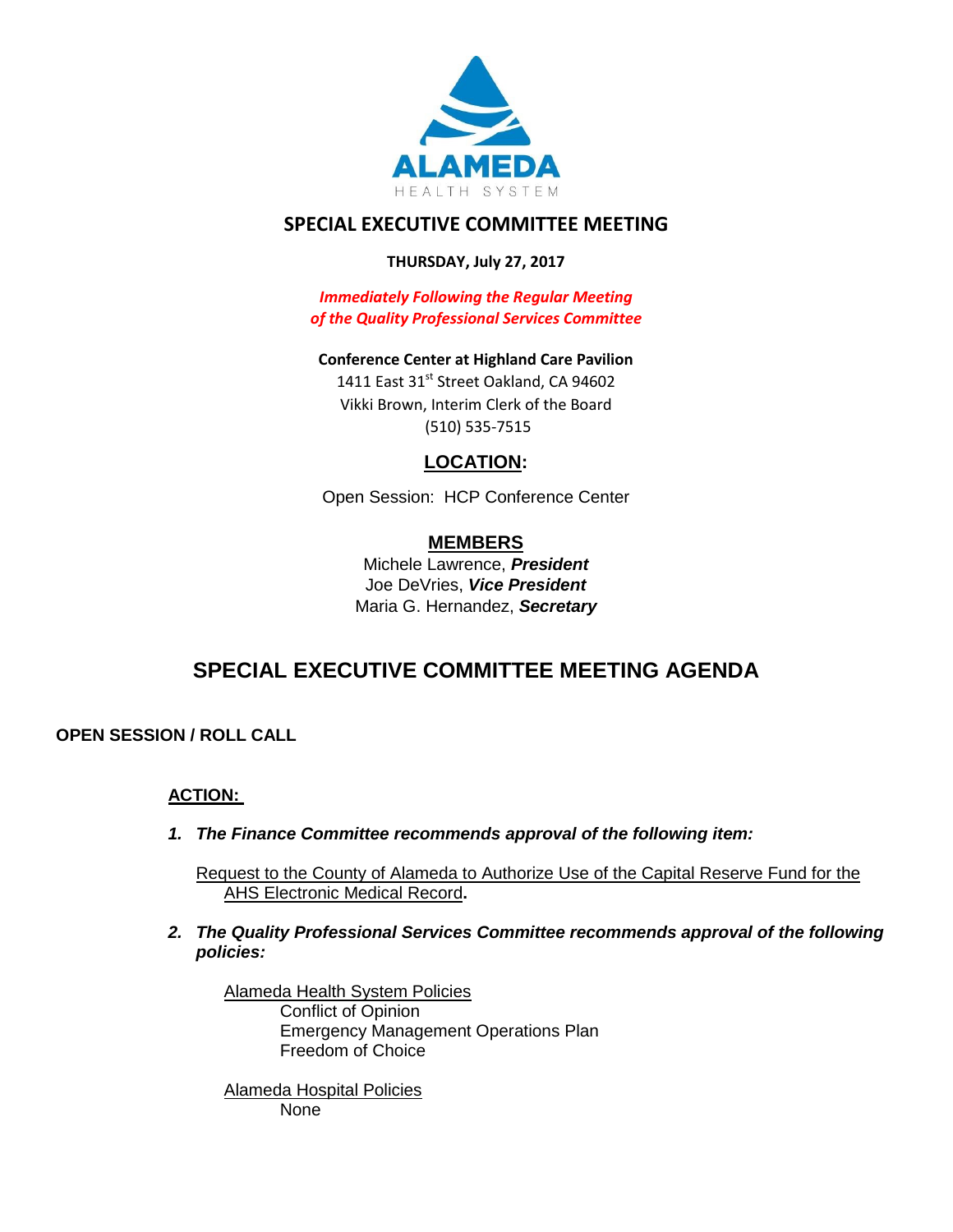ALAMEDA
HEALTH SYSTEM

## SPECIAL EXECUTIVE COMMITTEE MEETING

**THURSDAY, July 27, 2017**

***Immediately Following the Regular Meeting of the Quality Professional Services Committee***

**Conference Center at Highland Care Pavilion**
1411 East 31st Street Oakland, CA 94602
Vikki Brown, Interim Clerk of the Board
(510) 535-7515

### LOCATION:

Open Session: HCP Conference Center

### MEMBERS

Michele Lawrence, ***President***
Joe DeVries, ***Vice President***
Maria G. Hernandez, ***Secretary***

# SPECIAL EXECUTIVE COMMITTEE MEETING AGENDA

**OPEN SESSION / ROLL CALL**

**ACTION:**

1. ***The Finance Committee recommends approval of the following item:***

   Request to the County of Alameda to Authorize Use of the Capital Reserve Fund for the AHS Electronic Medical Record**.**

2. ***The Quality Professional Services Committee recommends approval of the following policies:***

   Alameda Health System Policies
   - Conflict of Opinion
   - Emergency Management Operations Plan
   - Freedom of Choice

   Alameda Hospital Policies
   - None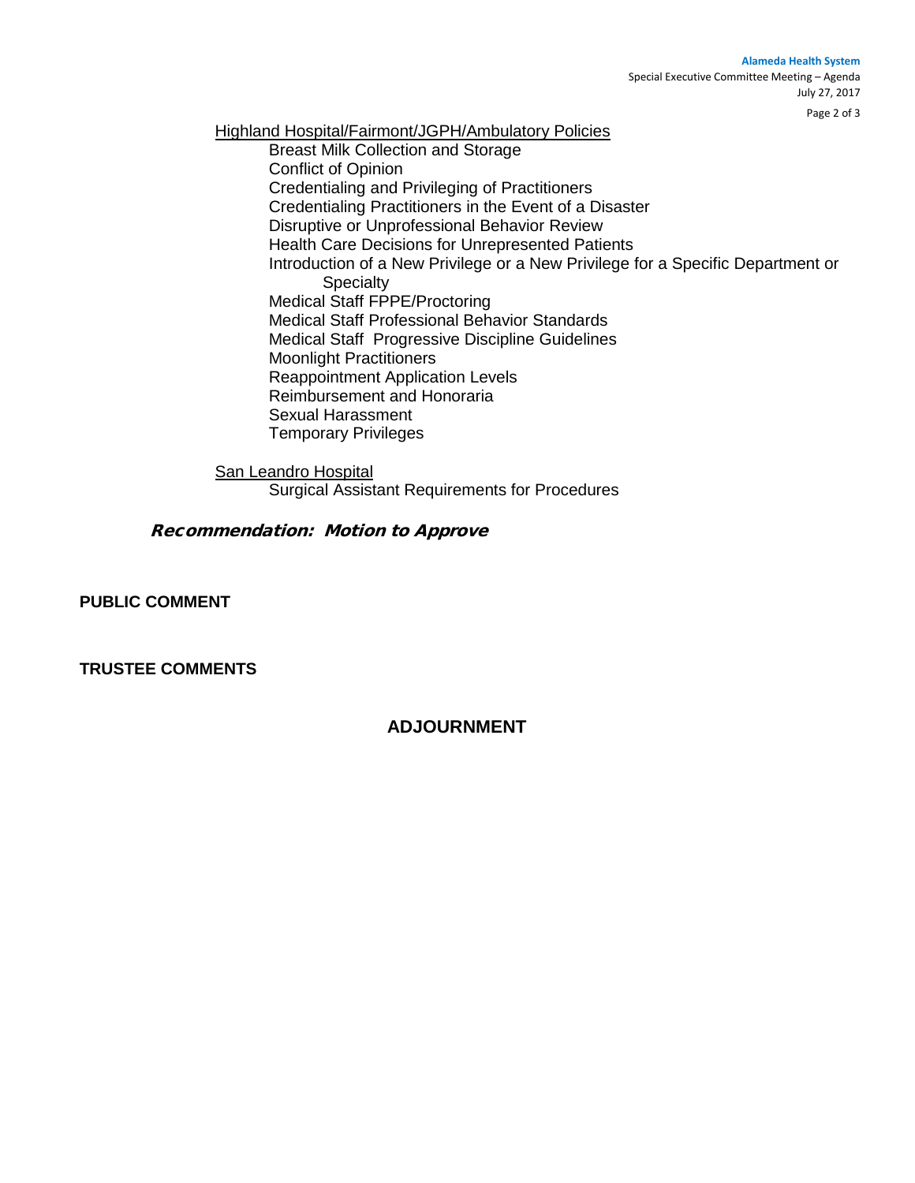Highland Hospital/Fairmont/JGPH/Ambulatory Policies

- Breast Milk Collection and Storage
- Conflict of Opinion
- Credentialing and Privileging of Practitioners
- Credentialing Practitioners in the Event of a Disaster
- Disruptive or Unprofessional Behavior Review
- Health Care Decisions for Unrepresented Patients
- Introduction of a New Privilege or a New Privilege for a Specific Department or Specialty
- Medical Staff FPPE/Proctoring
- Medical Staff Professional Behavior Standards
- Medical Staff Progressive Discipline Guidelines
- Moonlight Practitioners
- Reappointment Application Levels
- Reimbursement and Honoraria
- Sexual Harassment
- Temporary Privileges

San Leandro Hospital

- Surgical Assistant Requirements for Procedures

***Recommendation: Motion to Approve***

**PUBLIC COMMENT**

**TRUSTEE COMMENTS**

## ADJOURNMENT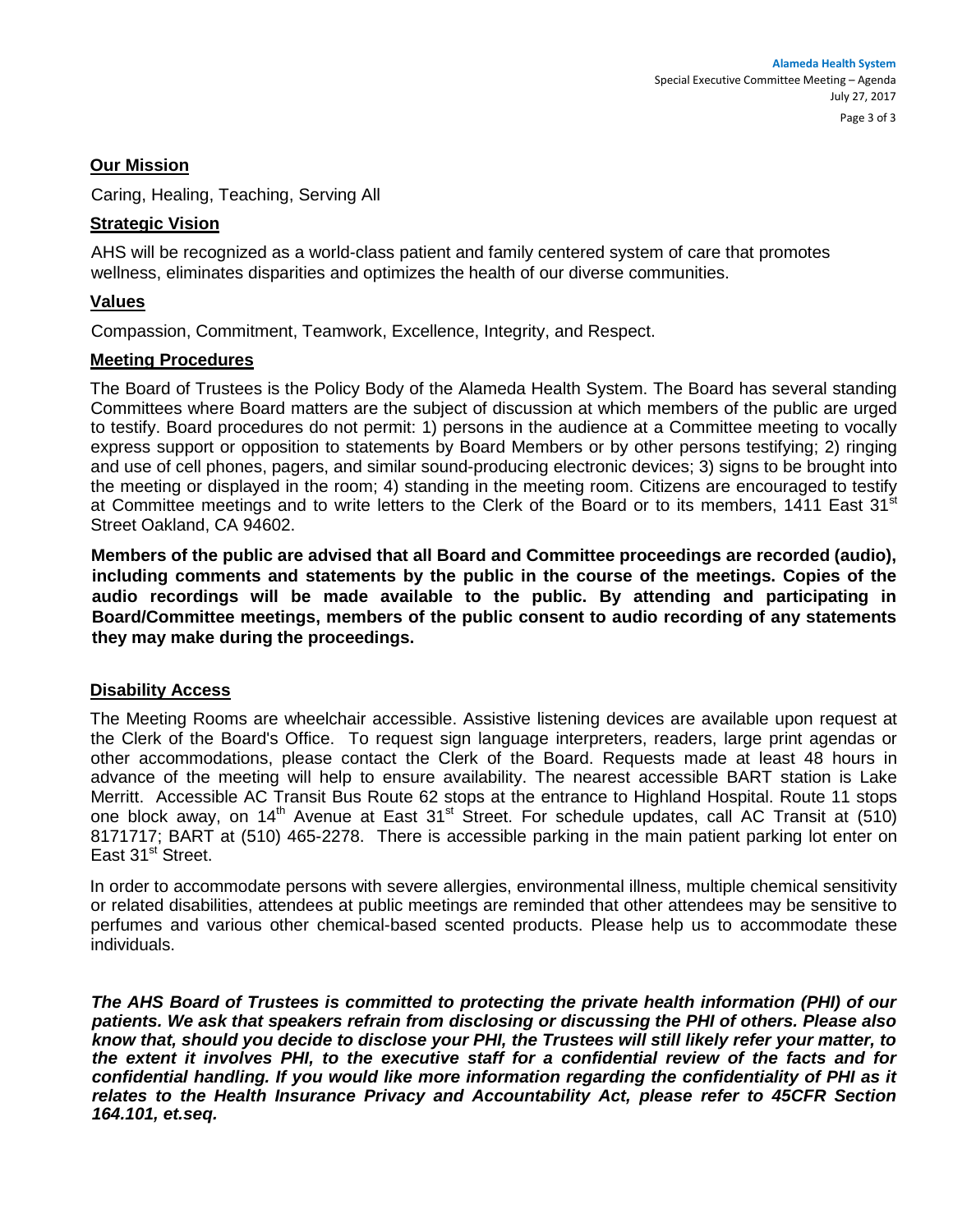## Our Mission

Caring, Healing, Teaching, Serving All

## Strategic Vision

AHS will be recognized as a world-class patient and family centered system of care that promotes wellness, eliminates disparities and optimizes the health of our diverse communities.

## Values

Compassion, Commitment, Teamwork, Excellence, Integrity, and Respect.

## Meeting Procedures

The Board of Trustees is the Policy Body of the Alameda Health System. The Board has several standing Committees where Board matters are the subject of discussion at which members of the public are urged to testify. Board procedures do not permit: 1) persons in the audience at a Committee meeting to vocally express support or opposition to statements by Board Members or by other persons testifying; 2) ringing and use of cell phones, pagers, and similar sound-producing electronic devices; 3) signs to be brought into the meeting or displayed in the room; 4) standing in the meeting room. Citizens are encouraged to testify at Committee meetings and to write letters to the Clerk of the Board or to its members, 1411 East 31st Street Oakland, CA 94602.

**Members of the public are advised that all Board and Committee proceedings are recorded (audio), including comments and statements by the public in the course of the meetings. Copies of the audio recordings will be made available to the public. By attending and participating in Board/Committee meetings, members of the public consent to audio recording of any statements they may make during the proceedings.**

## Disability Access

The Meeting Rooms are wheelchair accessible. Assistive listening devices are available upon request at the Clerk of the Board's Office. To request sign language interpreters, readers, large print agendas or other accommodations, please contact the Clerk of the Board. Requests made at least 48 hours in advance of the meeting will help to ensure availability. The nearest accessible BART station is Lake Merritt. Accessible AC Transit Bus Route 62 stops at the entrance to Highland Hospital. Route 11 stops one block away, on 14th Avenue at East 31st Street. For schedule updates, call AC Transit at (510) 8171717; BART at (510) 465-2278. There is accessible parking in the main patient parking lot enter on East 31st Street.

In order to accommodate persons with severe allergies, environmental illness, multiple chemical sensitivity or related disabilities, attendees at public meetings are reminded that other attendees may be sensitive to perfumes and various other chemical-based scented products. Please help us to accommodate these individuals.

***The AHS Board of Trustees is committed to protecting the private health information (PHI) of our patients. We ask that speakers refrain from disclosing or discussing the PHI of others. Please also know that, should you decide to disclose your PHI, the Trustees will still likely refer your matter, to the extent it involves PHI, to the executive staff for a confidential review of the facts and for confidential handling. If you would like more information regarding the confidentiality of PHI as it relates to the Health Insurance Privacy and Accountability Act, please refer to 45CFR Section 164.101, et.seq.***